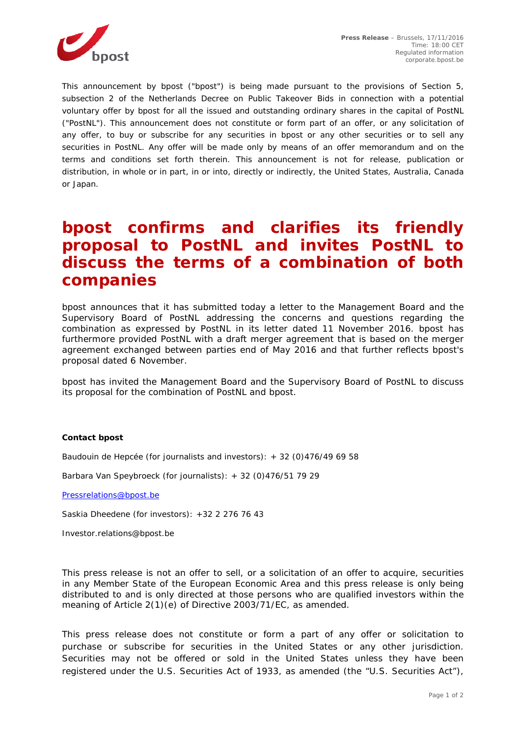**Press Release** – Brussels, 17/11/2016
Time: 18:00 CET
Regulated information
corporate.bpost.be

This announcement by bpost ("bpost") is being made pursuant to the provisions of Section 5, subsection 2 of the Netherlands Decree on Public Takeover Bids in connection with a potential voluntary offer by bpost for all the issued and outstanding ordinary shares in the capital of PostNL ("PostNL"). This announcement does not constitute or form part of an offer, or any solicitation of any offer, to buy or subscribe for any securities in bpost or any other securities or to sell any securities in PostNL. Any offer will be made only by means of an offer memorandum and on the terms and conditions set forth therein. This announcement is not for release, publication or distribution, in whole or in part, in or into, directly or indirectly, the United States, Australia, Canada or Japan.

# bpost confirms and clarifies its friendly proposal to PostNL and invites PostNL to discuss the terms of a combination of both companies

bpost announces that it has submitted today a letter to the Management Board and the Supervisory Board of PostNL addressing the concerns and questions regarding the combination as expressed by PostNL in its letter dated 11 November 2016. bpost has furthermore provided PostNL with a draft merger agreement that is based on the merger agreement exchanged between parties end of May 2016 and that further reflects bpost's proposal dated 6 November.

bpost has invited the Management Board and the Supervisory Board of PostNL to discuss its proposal for the combination of PostNL and bpost.

**Contact bpost**

Baudouin de Hepcée (for journalists and investors): + 32 (0)476/49 69 58

Barbara Van Speybroeck (for journalists): + 32 (0)476/51 79 29

Pressrelations@bpost.be

Saskia Dheedene (for investors): +32 2 276 76 43

Investor.relations@bpost.be

This press release is not an offer to sell, or a solicitation of an offer to acquire, securities in any Member State of the European Economic Area and this press release is only being distributed to and is only directed at those persons who are qualified investors within the meaning of Article 2(1)(e) of Directive 2003/71/EC, as amended.

This press release does not constitute or form a part of any offer or solicitation to purchase or subscribe for securities in the United States or any other jurisdiction. Securities may not be offered or sold in the United States unless they have been registered under the U.S. Securities Act of 1933, as amended (the "U.S. Securities Act"),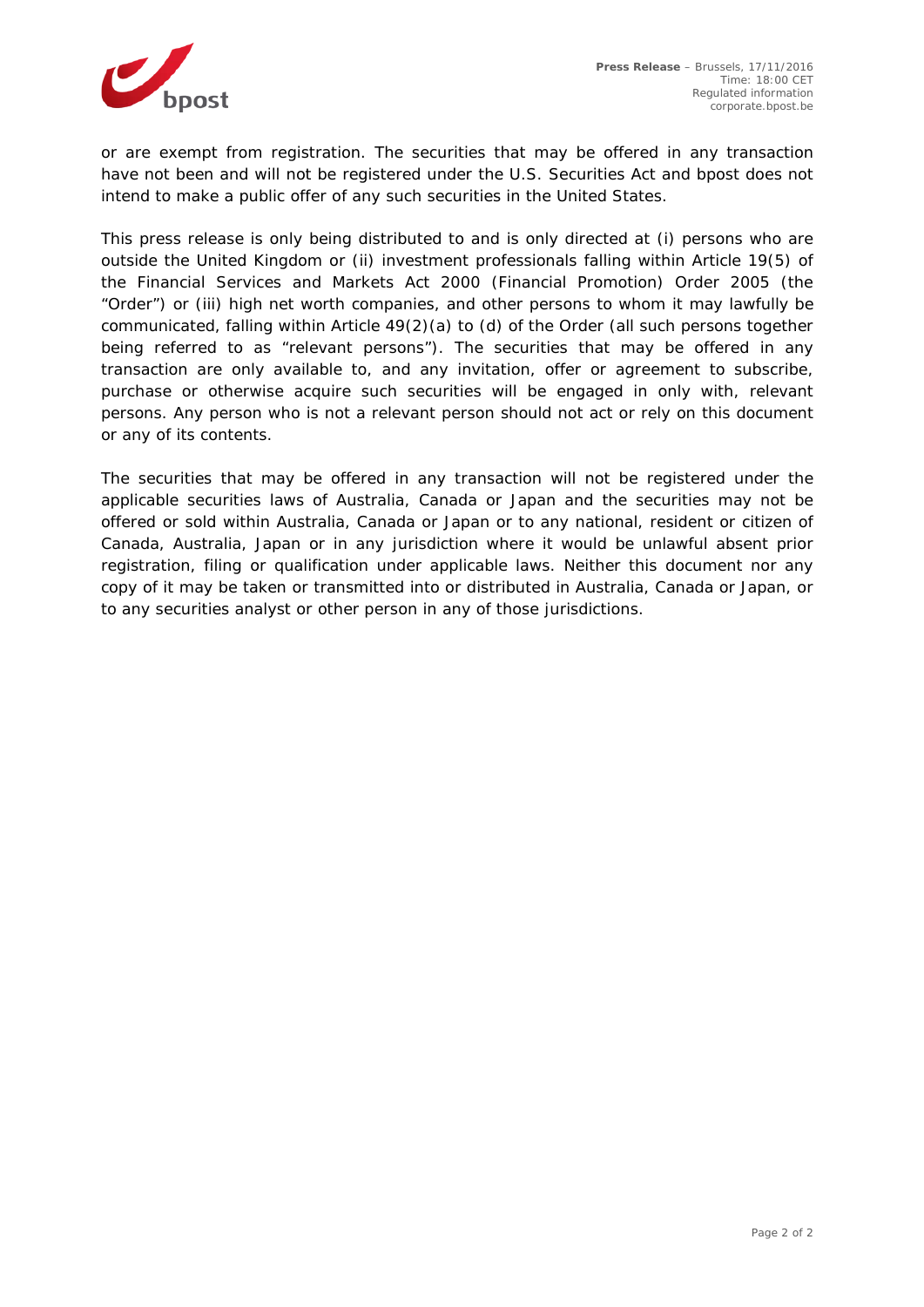or are exempt from registration. The securities that may be offered in any transaction have not been and will not be registered under the U.S. Securities Act and bpost does not intend to make a public offer of any such securities in the United States.

This press release is only being distributed to and is only directed at (i) persons who are outside the United Kingdom or (ii) investment professionals falling within Article 19(5) of the Financial Services and Markets Act 2000 (Financial Promotion) Order 2005 (the "Order") or (iii) high net worth companies, and other persons to whom it may lawfully be communicated, falling within Article 49(2)(a) to (d) of the Order (all such persons together being referred to as "relevant persons"). The securities that may be offered in any transaction are only available to, and any invitation, offer or agreement to subscribe, purchase or otherwise acquire such securities will be engaged in only with, relevant persons. Any person who is not a relevant person should not act or rely on this document or any of its contents.

The securities that may be offered in any transaction will not be registered under the applicable securities laws of Australia, Canada or Japan and the securities may not be offered or sold within Australia, Canada or Japan or to any national, resident or citizen of Canada, Australia, Japan or in any jurisdiction where it would be unlawful absent prior registration, filing or qualification under applicable laws. Neither this document nor any copy of it may be taken or transmitted into or distributed in Australia, Canada or Japan, or to any securities analyst or other person in any of those jurisdictions.